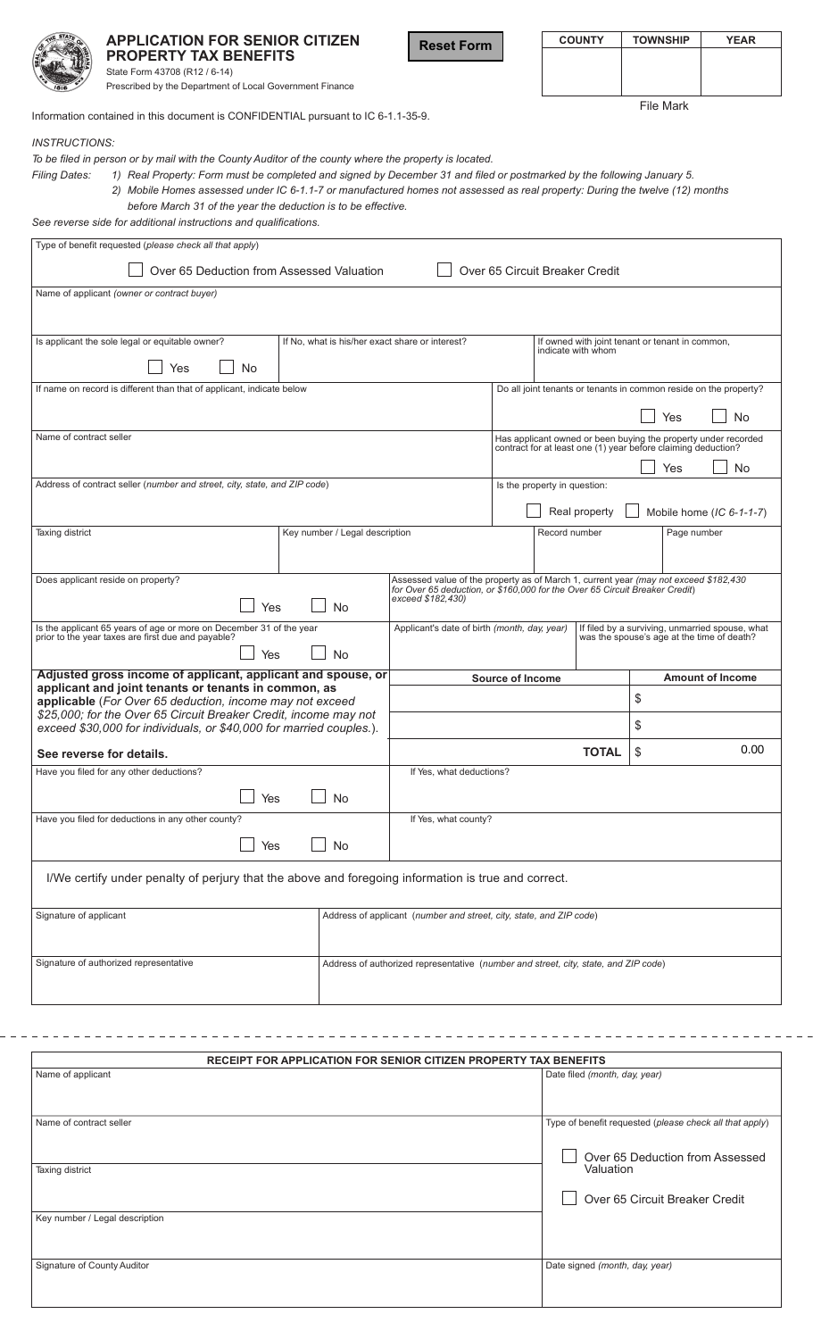# APPLICATION FOR SENIOR CITIZEN PROPERTY TAX BENEFITS

State Form 43708 (R12 / 6-14)
Prescribed by the Department of Local Government Finance

Reset Form

| COUNTY | TOWNSHIP | YEAR |
|---|---|---|
| | | |

File Mark

Information contained in this document is CONFIDENTIAL pursuant to IC 6-1.1-35-9.

*INSTRUCTIONS:*

*To be filed in person or by mail with the County Auditor of the county where the property is located.*

*Filing Dates:* 1) *Real Property: Form must be completed and signed by December 31 and filed or postmarked by the following January 5.*

2) *Mobile Homes assessed under IC 6-1.1-7 or manufactured homes not assessed as real property: During the twelve (12) months before March 31 of the year the deduction is to be effective.*

*See reverse side for additional instructions and qualifications.*

Type of benefit requested (*please check all that apply*)

☐ Over 65 Deduction from Assessed Valuation ☐ Over 65 Circuit Breaker Credit

Name of applicant (*owner or contract buyer*)

| Is applicant the sole legal or equitable owner? ☐ Yes ☐ No | If No, what is his/her exact share or interest? | If owned with joint tenant or tenant in common, indicate with whom |
|---|---|---|

| If name on record is different than that of applicant, indicate below | Do all joint tenants or tenants in common reside on the property? ☐ Yes ☐ No |
|---|---|
| Name of contract seller | Has applicant owned or been buying the property under recorded contract for at least one (1) year before claiming deduction? ☐ Yes ☐ No |
| Address of contract seller (*number and street, city, state, and ZIP code*) | Is the property in question: ☐ Real property ☐ Mobile home (*IC 6-1-1-7*) |

| Taxing district | Key number / Legal description | Record number | Page number |
|---|---|---|---|
| | | | |

| Does applicant reside on property? ☐ Yes ☐ No | Assessed value of the property as of March 1, current year *(may not exceed $182,430 for Over 65 deduction, or $160,000 for the Over 65 Circuit Breaker Credit) exceed $182,430)* | |
|---|---|---|
| Is the applicant 65 years of age or more on December 31 of the year prior to the year taxes are first due and payable? ☐ Yes ☐ No | Applicant's date of birth *(month, day, year)* | If filed by a surviving, unmarried spouse, what was the spouse's age at the time of death? |

| **Adjusted gross income of applicant, applicant and spouse, or applicant and joint tenants or tenants in common, as applicable** (*For Over 65 deduction, income may not exceed $25,000; for the Over 65 Circuit Breaker Credit, income may not exceed $30,000 for individuals, or $40,000 for married couples.*). **See reverse for details.** | **Source of Income** | **Amount of Income** |
|---|---|---|
| | | $ |
| | | $ |
| | **TOTAL** | $ 0.00 |

| Have you filed for any other deductions? ☐ Yes ☐ No | If Yes, what deductions? |
|---|---|
| Have you filed for deductions in any other county? ☐ Yes ☐ No | If Yes, what county? |

I/We certify under penalty of perjury that the above and foregoing information is true and correct.

| Signature of applicant | Address of applicant (*number and street, city, state, and ZIP code*) |
|---|---|
| Signature of authorized representative | Address of authorized representative (*number and street, city, state, and ZIP code*) |

---

## RECEIPT FOR APPLICATION FOR SENIOR CITIZEN PROPERTY TAX BENEFITS

| Name of applicant | Date filed *(month, day, year)* |
|---|---|
| Name of contract seller | Type of benefit requested (*please check all that apply*) |
| Taxing district | ☐ Over 65 Deduction from Assessed Valuation |
| Key number / Legal description | ☐ Over 65 Circuit Breaker Credit |
| Signature of County Auditor | Date signed *(month, day, year)* |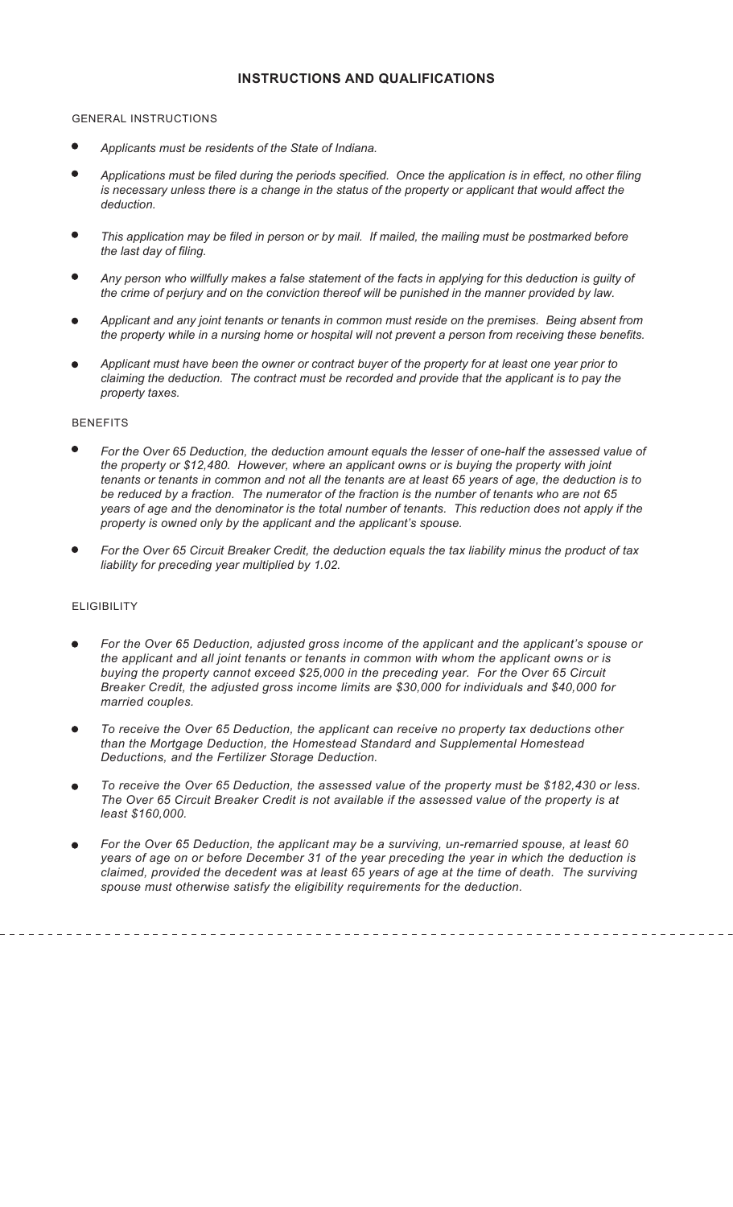## INSTRUCTIONS AND QUALIFICATIONS

### GENERAL INSTRUCTIONS

- *Applicants must be residents of the State of Indiana.*
- *Applications must be filed during the periods specified. Once the application is in effect, no other filing is necessary unless there is a change in the status of the property or applicant that would affect the deduction.*
- *This application may be filed in person or by mail. If mailed, the mailing must be postmarked before the last day of filing.*
- *Any person who willfully makes a false statement of the facts in applying for this deduction is guilty of the crime of perjury and on the conviction thereof will be punished in the manner provided by law.*
- *Applicant and any joint tenants or tenants in common must reside on the premises. Being absent from the property while in a nursing home or hospital will not prevent a person from receiving these benefits.*
- *Applicant must have been the owner or contract buyer of the property for at least one year prior to claiming the deduction. The contract must be recorded and provide that the applicant is to pay the property taxes.*

### BENEFITS

- *For the Over 65 Deduction, the deduction amount equals the lesser of one-half the assessed value of the property or $12,480. However, where an applicant owns or is buying the property with joint tenants or tenants in common and not all the tenants are at least 65 years of age, the deduction is to be reduced by a fraction. The numerator of the fraction is the number of tenants who are not 65 years of age and the denominator is the total number of tenants. This reduction does not apply if the property is owned only by the applicant and the applicant's spouse.*
- *For the Over 65 Circuit Breaker Credit, the deduction equals the tax liability minus the product of tax liability for preceding year multiplied by 1.02.*

### ELIGIBILITY

- *For the Over 65 Deduction, adjusted gross income of the applicant and the applicant's spouse or the applicant and all joint tenants or tenants in common with whom the applicant owns or is buying the property cannot exceed $25,000 in the preceding year. For the Over 65 Circuit Breaker Credit, the adjusted gross income limits are $30,000 for individuals and $40,000 for married couples.*
- *To receive the Over 65 Deduction, the applicant can receive no property tax deductions other than the Mortgage Deduction, the Homestead Standard and Supplemental Homestead Deductions, and the Fertilizer Storage Deduction.*
- *To receive the Over 65 Deduction, the assessed value of the property must be $182,430 or less. The Over 65 Circuit Breaker Credit is not available if the assessed value of the property is at least $160,000.*
- *For the Over 65 Deduction, the applicant may be a surviving, un-remarried spouse, at least 60 years of age on or before December 31 of the year preceding the year in which the deduction is claimed, provided the decedent was at least 65 years of age at the time of death. The surviving spouse must otherwise satisfy the eligibility requirements for the deduction.*